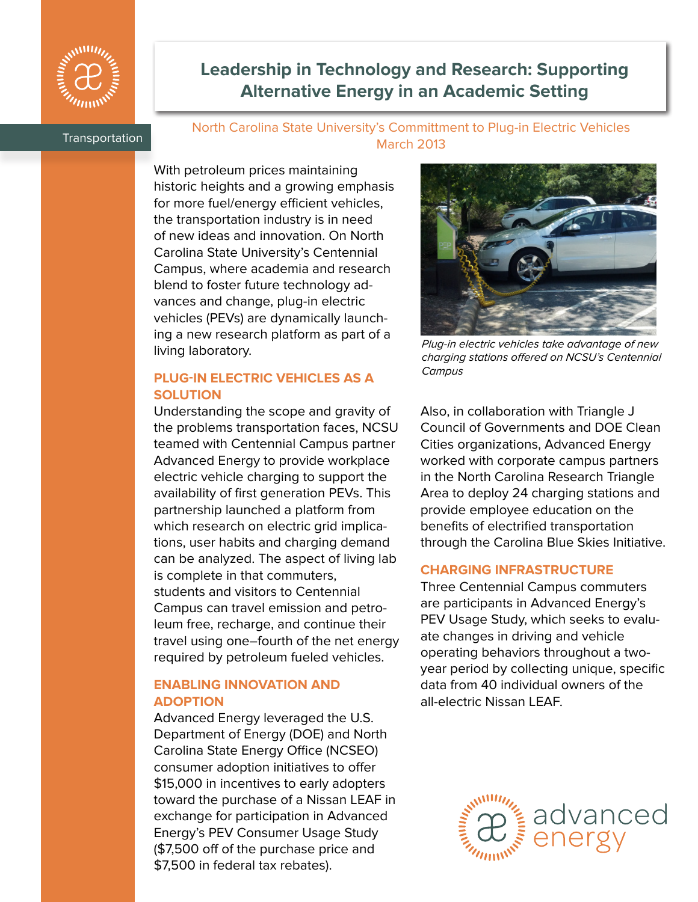Transportation

# Leadership in Technology and Research: Supporting Alternative Energy in an Academic Setting

North Carolina State University's Committment to Plug-in Electric Vehicles
March 2013

With petroleum prices maintaining historic heights and a growing emphasis for more fuel/energy efficient vehicles, the transportation industry is in need of new ideas and innovation. On North Carolina State University's Centennial Campus, where academia and research blend to foster future technology advances and change, plug-in electric vehicles (PEVs) are dynamically launching a new research platform as part of a living laboratory.

*Plug-in electric vehicles take advantage of new charging stations offered on NCSU's Centennial Campus*

## PLUG-IN ELECTRIC VEHICLES AS A SOLUTION

Understanding the scope and gravity of the problems transportation faces, NCSU teamed with Centennial Campus partner Advanced Energy to provide workplace electric vehicle charging to support the availability of first generation PEVs. This partnership launched a platform from which research on electric grid implications, user habits and charging demand can be analyzed. The aspect of living lab is complete in that commuters, students and visitors to Centennial Campus can travel emission and petroleum free, recharge, and continue their travel using one–fourth of the net energy required by petroleum fueled vehicles.

## ENABLING INNOVATION AND ADOPTION

Advanced Energy leveraged the U.S. Department of Energy (DOE) and North Carolina State Energy Office (NCSEO) consumer adoption initiatives to offer $15,000 in incentives to early adopters toward the purchase of a Nissan LEAF in exchange for participation in Advanced Energy's PEV Consumer Usage Study ($7,500 off of the purchase price and $7,500 in federal tax rebates).

Also, in collaboration with Triangle J Council of Governments and DOE Clean Cities organizations, Advanced Energy worked with corporate campus partners in the North Carolina Research Triangle Area to deploy 24 charging stations and provide employee education on the benefits of electrified transportation through the Carolina Blue Skies Initiative.

## CHARGING INFRASTRUCTURE

Three Centennial Campus commuters are participants in Advanced Energy's PEV Usage Study, which seeks to evaluate changes in driving and vehicle operating behaviors throughout a two-year period by collecting unique, specific data from 40 individual owners of the all-electric Nissan LEAF.

advanced energy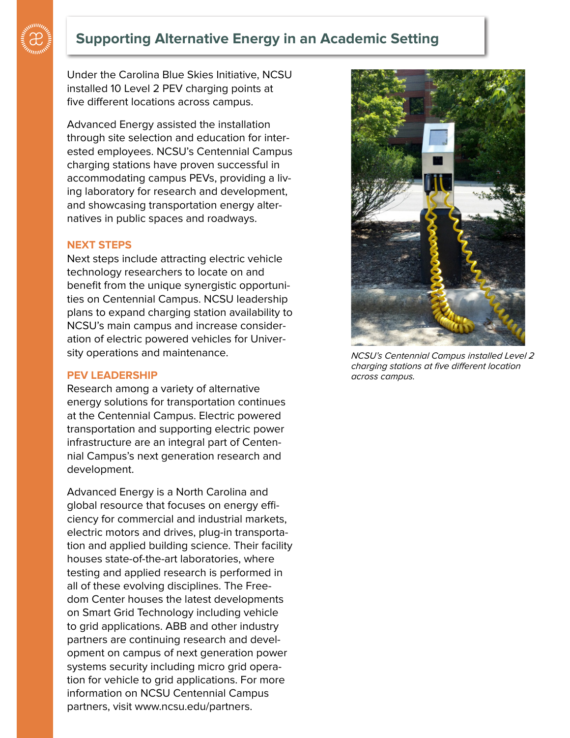## Supporting Alternative Energy in an Academic Setting

Under the Carolina Blue Skies Initiative, NCSU installed 10 Level 2 PEV charging points at five different locations across campus.

Advanced Energy assisted the installation through site selection and education for interested employees. NCSU's Centennial Campus charging stations have proven successful in accommodating campus PEVs, providing a living laboratory for research and development, and showcasing transportation energy alternatives in public spaces and roadways.

### NEXT STEPS

Next steps include attracting electric vehicle technology researchers to locate on and benefit from the unique synergistic opportunities on Centennial Campus. NCSU leadership plans to expand charging station availability to NCSU's main campus and increase consideration of electric powered vehicles for University operations and maintenance.

### PEV LEADERSHIP

Research among a variety of alternative energy solutions for transportation continues at the Centennial Campus. Electric powered transportation and supporting electric power infrastructure are an integral part of Centennial Campus's next generation research and development.

Advanced Energy is a North Carolina and global resource that focuses on energy efficiency for commercial and industrial markets, electric motors and drives, plug-in transportation and applied building science. Their facility houses state-of-the-art laboratories, where testing and applied research is performed in all of these evolving disciplines. The Freedom Center houses the latest developments on Smart Grid Technology including vehicle to grid applications. ABB and other industry partners are continuing research and development on campus of next generation power systems security including micro grid operation for vehicle to grid applications. For more information on NCSU Centennial Campus partners, visit www.ncsu.edu/partners.

*NCSU's Centennial Campus installed Level 2 charging stations at five different location across campus.*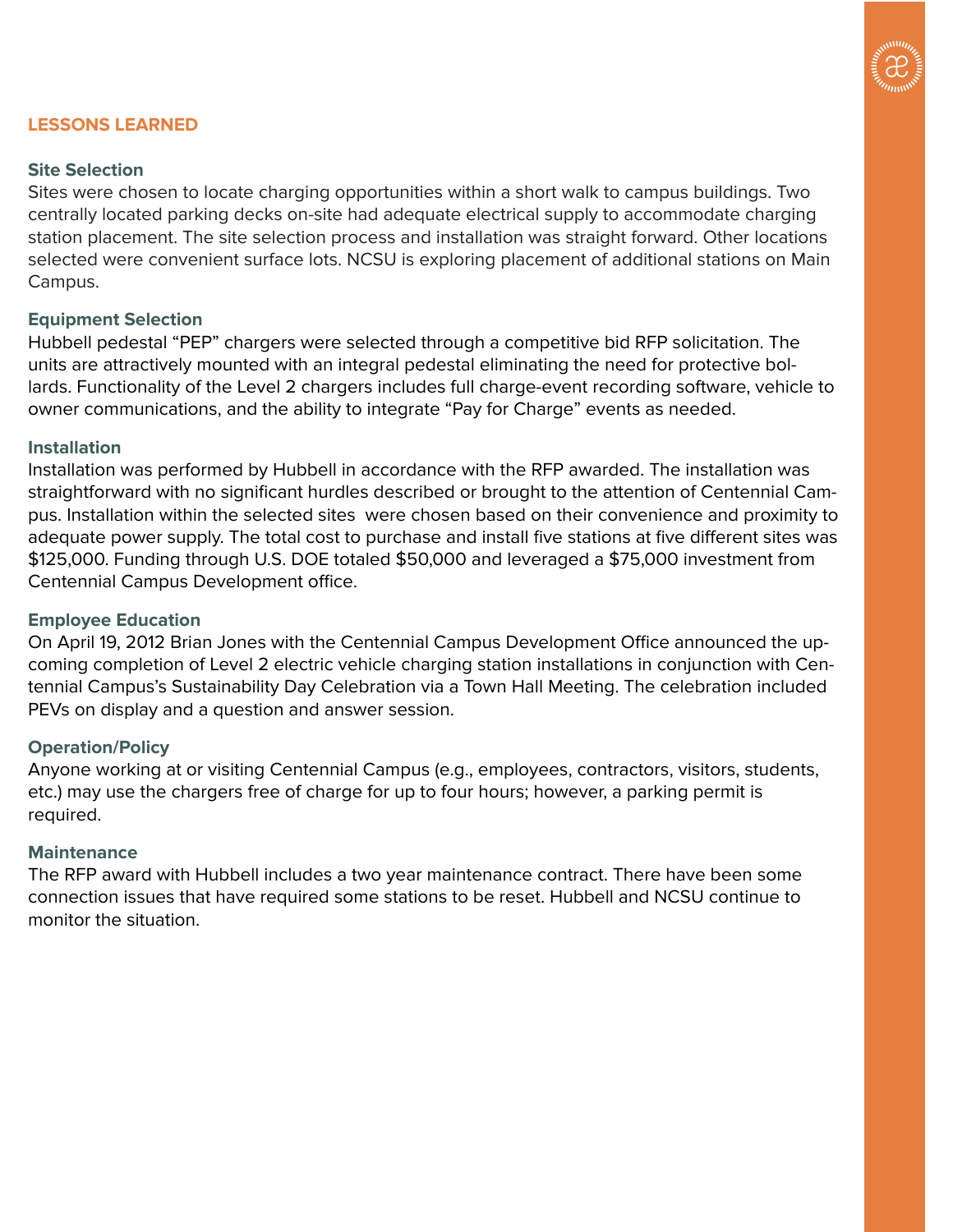## LESSONS LEARNED

### Site Selection

Sites were chosen to locate charging opportunities within a short walk to campus buildings. Two centrally located parking decks on-site had adequate electrical supply to accommodate charging station placement. The site selection process and installation was straight forward. Other locations selected were convenient surface lots. NCSU is exploring placement of additional stations on Main Campus.

### Equipment Selection

Hubbell pedestal "PEP" chargers were selected through a competitive bid RFP solicitation. The units are attractively mounted with an integral pedestal eliminating the need for protective bollards. Functionality of the Level 2 chargers includes full charge-event recording software, vehicle to owner communications, and the ability to integrate "Pay for Charge" events as needed.

### Installation

Installation was performed by Hubbell in accordance with the RFP awarded. The installation was straightforward with no significant hurdles described or brought to the attention of Centennial Campus. Installation within the selected sites were chosen based on their convenience and proximity to adequate power supply. The total cost to purchase and install five stations at five different sites was $125,000. Funding through U.S. DOE totaled $50,000 and leveraged a $75,000 investment from Centennial Campus Development office.

### Employee Education

On April 19, 2012 Brian Jones with the Centennial Campus Development Office announced the upcoming completion of Level 2 electric vehicle charging station installations in conjunction with Centennial Campus's Sustainability Day Celebration via a Town Hall Meeting. The celebration included PEVs on display and a question and answer session.

### Operation/Policy

Anyone working at or visiting Centennial Campus (e.g., employees, contractors, visitors, students, etc.) may use the chargers free of charge for up to four hours; however, a parking permit is required.

### Maintenance

The RFP award with Hubbell includes a two year maintenance contract. There have been some connection issues that have required some stations to be reset. Hubbell and NCSU continue to monitor the situation.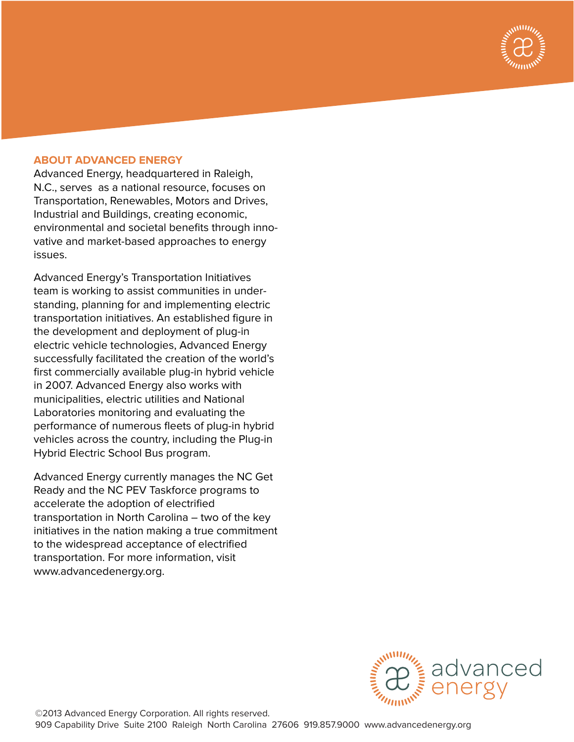## ABOUT ADVANCED ENERGY

Advanced Energy, headquartered in Raleigh, N.C., serves as a national resource, focuses on Transportation, Renewables, Motors and Drives, Industrial and Buildings, creating economic, environmental and societal benefits through innovative and market-based approaches to energy issues.

Advanced Energy's Transportation Initiatives team is working to assist communities in understanding, planning for and implementing electric transportation initiatives. An established figure in the development and deployment of plug-in electric vehicle technologies, Advanced Energy successfully facilitated the creation of the world's first commercially available plug-in hybrid vehicle in 2007. Advanced Energy also works with municipalities, electric utilities and National Laboratories monitoring and evaluating the performance of numerous fleets of plug-in hybrid vehicles across the country, including the Plug-in Hybrid Electric School Bus program.

Advanced Energy currently manages the NC Get Ready and the NC PEV Taskforce programs to accelerate the adoption of electrified transportation in North Carolina – two of the key initiatives in the nation making a true commitment to the widespread acceptance of electrified transportation. For more information, visit www.advancedenergy.org.

advanced energy

©2013 Advanced Energy Corporation. All rights reserved.
909 Capability Drive Suite 2100 Raleigh North Carolina 27606 919.857.9000 www.advancedenergy.org